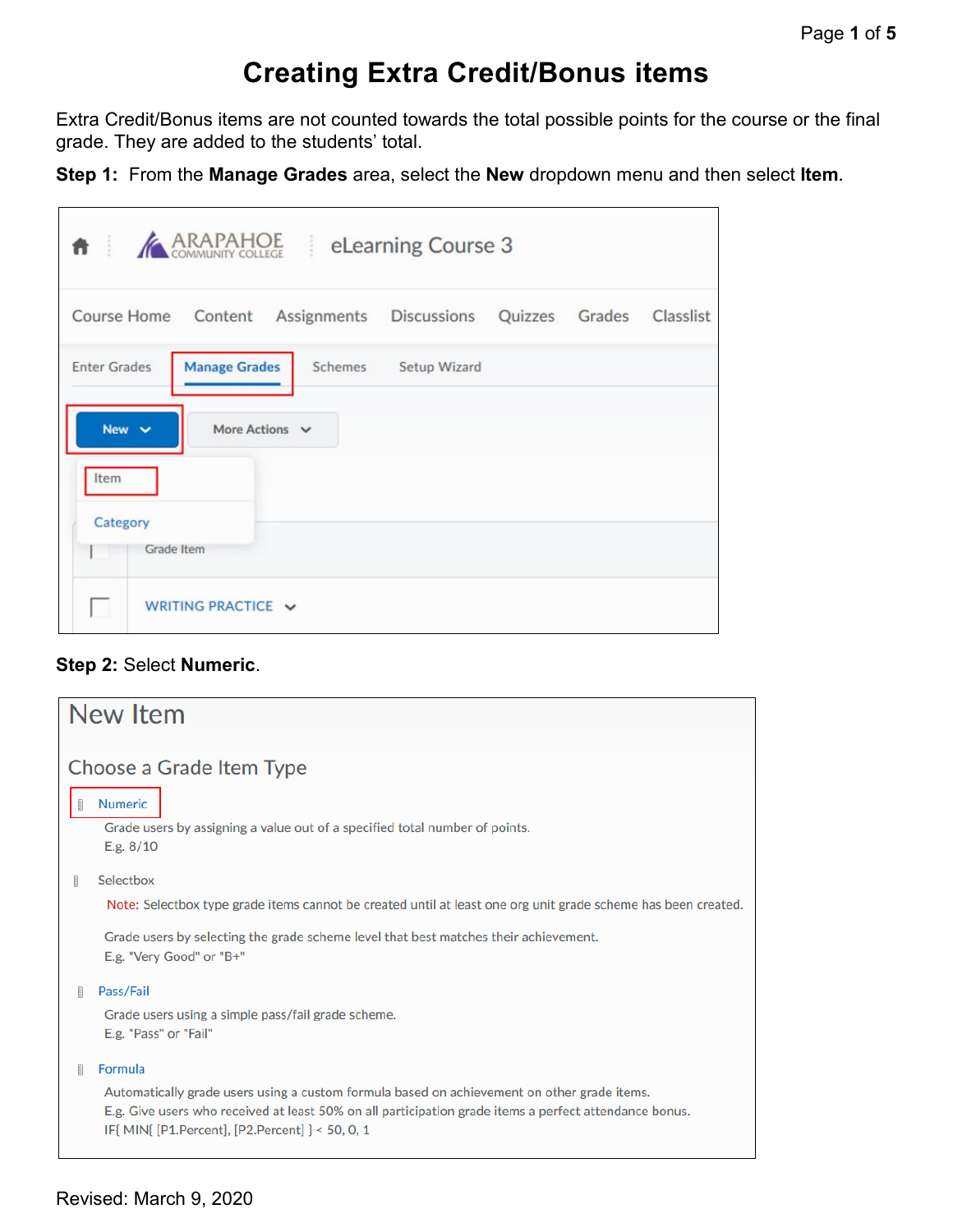# Creating Extra Credit/Bonus items

Extra Credit/Bonus items are not counted towards the total possible points for the course or the final grade. They are added to the students' total.

**Step 1:** From the **Manage Grades** area, select the **New** dropdown menu and then select **Item**.

**Step 2:** Select **Numeric**.

Revised: March 9, 2020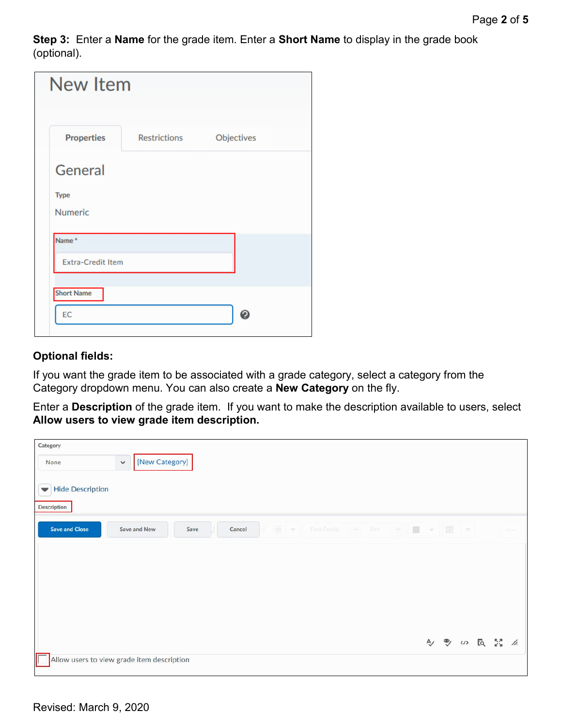**Step 3:** Enter a **Name** for the grade item. Enter a **Short Name** to display in the grade book (optional).

New Item

Properties Restrictions Objectives

General

Type

Numeric

Name *

Extra-Credit Item

Short Name

EC

**Optional fields:**

If you want the grade item to be associated with a grade category, select a category from the Category dropdown menu. You can also create a **New Category** on the fly.

Enter a **Description** of the grade item. If you want to make the description available to users, select **Allow users to view grade item description.**

Category

None [New Category]

Hide Description

Description

Save and Close Save and New Save Cancel

Allow users to view grade item description

Revised: March 9, 2020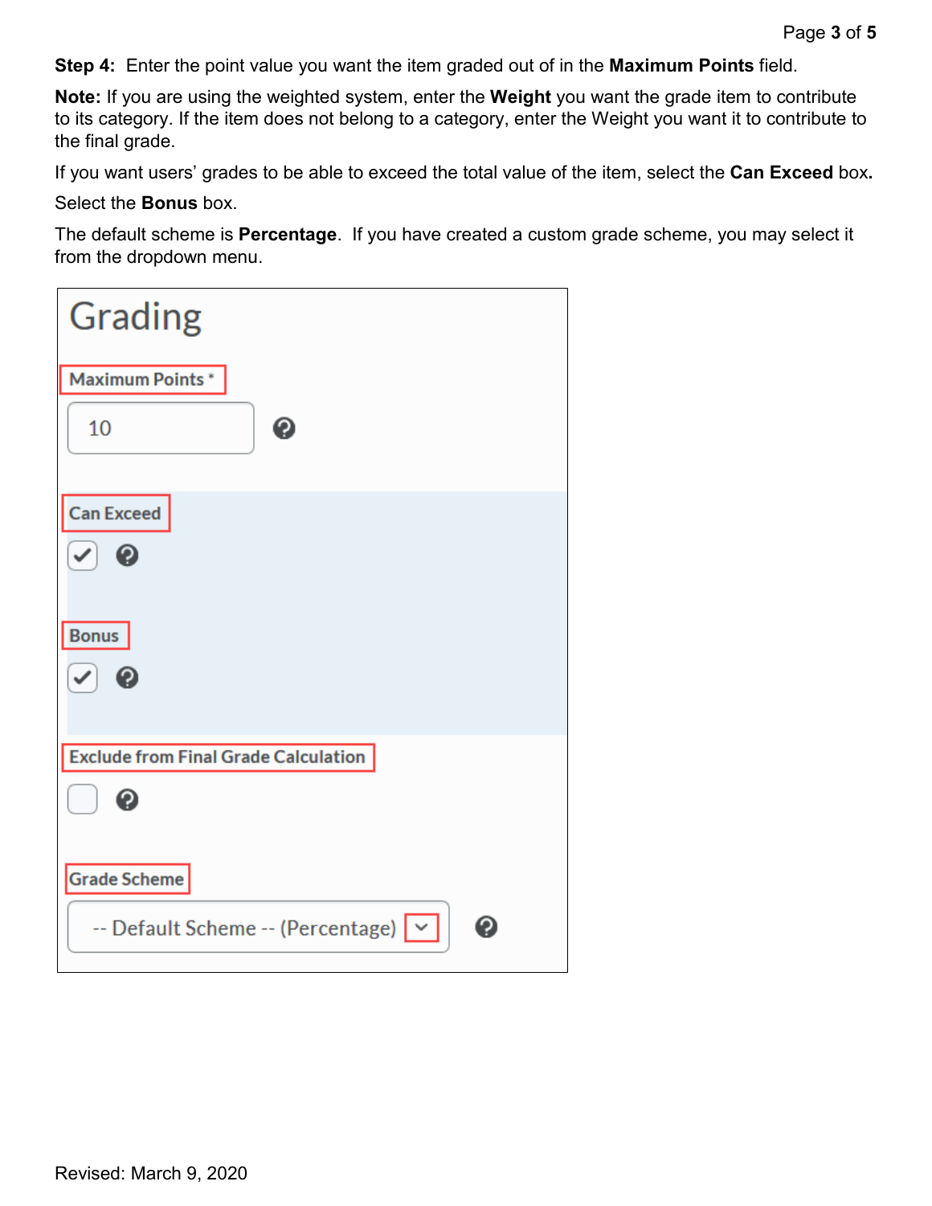**Step 4:** Enter the point value you want the item graded out of in the **Maximum Points** field.

**Note:** If you are using the weighted system, enter the **Weight** you want the grade item to contribute to its category. If the item does not belong to a category, enter the Weight you want it to contribute to the final grade.

If you want users' grades to be able to exceed the total value of the item, select the **Can Exceed** box.

Select the **Bonus** box.

The default scheme is **Percentage**. If you have created a custom grade scheme, you may select it from the dropdown menu.

Grading

Maximum Points *

10

Can Exceed

Bonus

Exclude from Final Grade Calculation

Grade Scheme

-- Default Scheme -- (Percentage)

Revised: March 9, 2020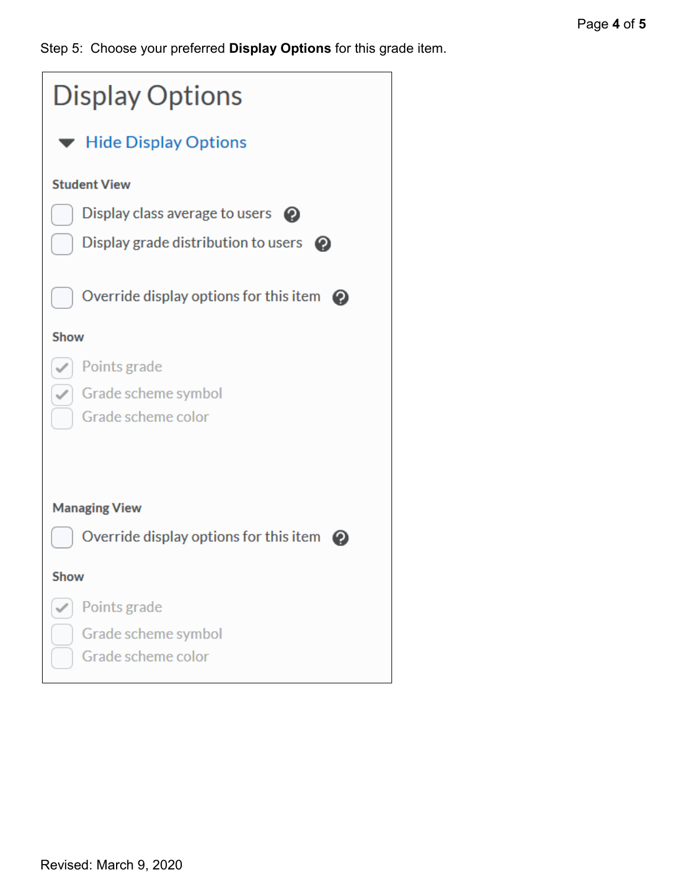Step 5: Choose your preferred **Display Options** for this grade item.

# Display Options

▼ Hide Display Options

**Student View**

- [ ] Display class average to users
- [ ] Display grade distribution to users

- [ ] Override display options for this item

**Show**

- [x] Points grade
- [x] Grade scheme symbol
- [ ] Grade scheme color

**Managing View**

- [ ] Override display options for this item

**Show**

- [x] Points grade
- [ ] Grade scheme symbol
- [ ] Grade scheme color

Revised: March 9, 2020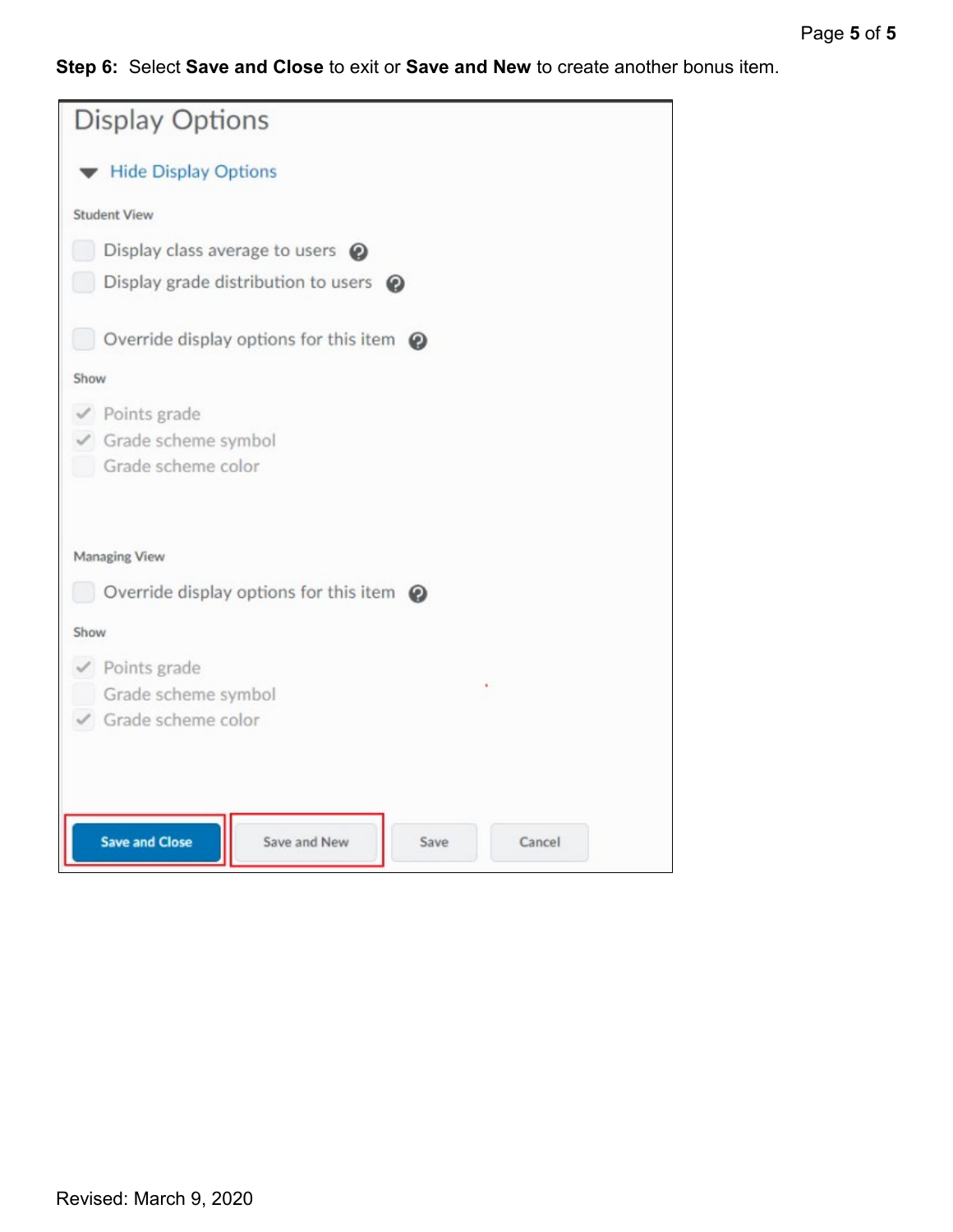**Step 6:** Select **Save and Close** to exit or **Save and New** to create another bonus item.

Display Options

Hide Display Options

Student View

Display class average to users

Display grade distribution to users

Override display options for this item

Show

Points grade

Grade scheme symbol

Grade scheme color

Managing View

Override display options for this item

Show

Points grade

Grade scheme symbol

Grade scheme color

Save and Close | Save and New | Save | Cancel